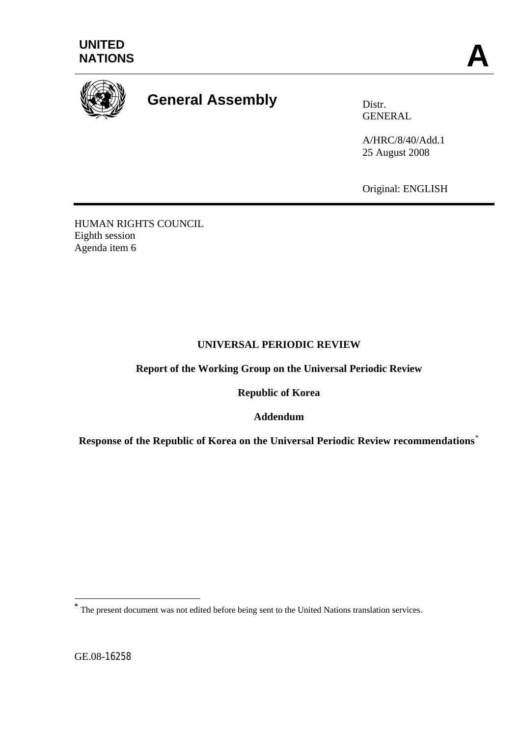**UNITED NATIONS**

**A**

# General Assembly

Distr.
GENERAL

A/HRC/8/40/Add.1
25 August 2008

Original: ENGLISH

HUMAN RIGHTS COUNCIL
Eighth session
Agenda item 6

## UNIVERSAL PERIODIC REVIEW

**Report of the Working Group on the Universal Periodic Review**

**Republic of Korea**

**Addendum**

**Response of the Republic of Korea on the Universal Periodic Review recommendations**[*]

---

[*] The present document was not edited before being sent to the United Nations translation services.

GE.08-16258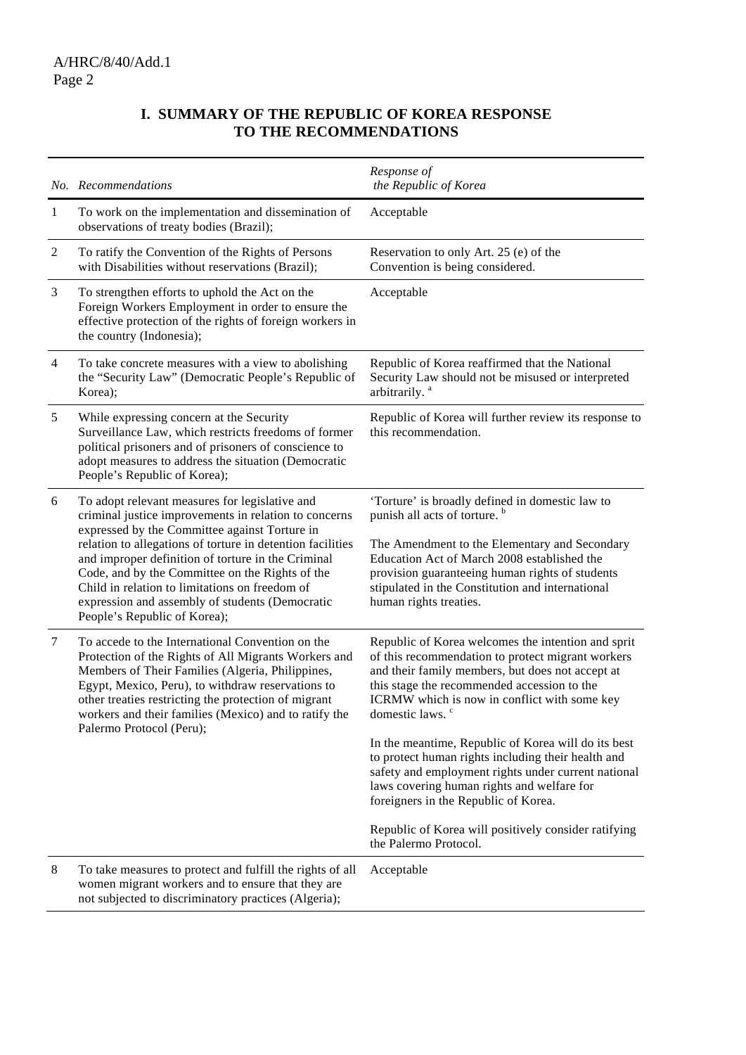## I. SUMMARY OF THE REPUBLIC OF KOREA RESPONSE TO THE RECOMMENDATIONS

| *No.* | *Recommendations* | *Response of the Republic of Korea* |
|---|---|---|
| 1 | To work on the implementation and dissemination of observations of treaty bodies (Brazil); | Acceptable |
| 2 | To ratify the Convention of the Rights of Persons with Disabilities without reservations (Brazil); | Reservation to only Art. 25 (e) of the Convention is being considered. |
| 3 | To strengthen efforts to uphold the Act on the Foreign Workers Employment in order to ensure the effective protection of the rights of foreign workers in the country (Indonesia); | Acceptable |
| 4 | To take concrete measures with a view to abolishing the "Security Law" (Democratic People's Republic of Korea); | Republic of Korea reaffirmed that the National Security Law should not be misused or interpreted arbitrarily. [a] |
| 5 | While expressing concern at the Security Surveillance Law, which restricts freedoms of former political prisoners and of prisoners of conscience to adopt measures to address the situation (Democratic People's Republic of Korea); | Republic of Korea will further review its response to this recommendation. |
| 6 | To adopt relevant measures for legislative and criminal justice improvements in relation to concerns expressed by the Committee against Torture in relation to allegations of torture in detention facilities and improper definition of torture in the Criminal Code, and by the Committee on the Rights of the Child in relation to limitations on freedom of expression and assembly of students (Democratic People's Republic of Korea); | 'Torture' is broadly defined in domestic law to punish all acts of torture. [b]<br><br>The Amendment to the Elementary and Secondary Education Act of March 2008 established the provision guaranteeing human rights of students stipulated in the Constitution and international human rights treaties. |
| 7 | To accede to the International Convention on the Protection of the Rights of All Migrants Workers and Members of Their Families (Algeria, Philippines, Egypt, Mexico, Peru), to withdraw reservations to other treaties restricting the protection of migrant workers and their families (Mexico) and to ratify the Palermo Protocol (Peru); | Republic of Korea welcomes the intention and sprit of this recommendation to protect migrant workers and their family members, but does not accept at this stage the recommended accession to the ICRMW which is now in conflict with some key domestic laws. [c]<br><br>In the meantime, Republic of Korea will do its best to protect human rights including their health and safety and employment rights under current national laws covering human rights and welfare for foreigners in the Republic of Korea.<br><br>Republic of Korea will positively consider ratifying the Palermo Protocol. |
| 8 | To take measures to protect and fulfill the rights of all women migrant workers and to ensure that they are not subjected to discriminatory practices (Algeria); | Acceptable |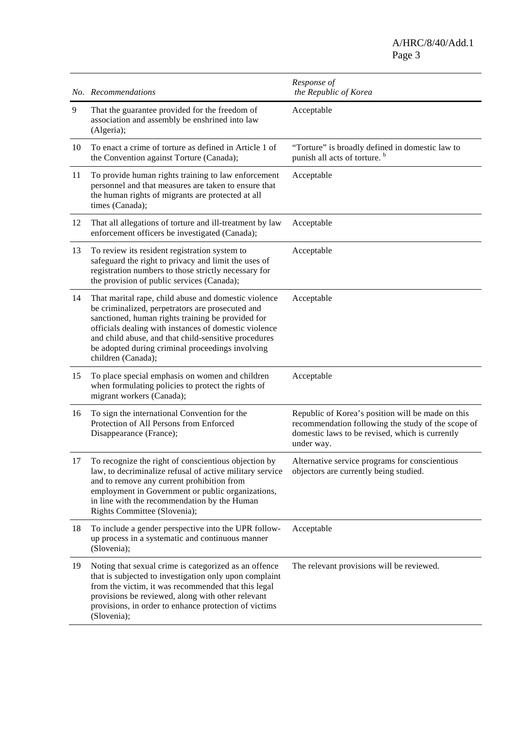| *No.* | *Recommendations* | *Response of the Republic of Korea* |
|---|---|---|
| 9 | That the guarantee provided for the freedom of association and assembly be enshrined into law (Algeria); | Acceptable |
| 10 | To enact a crime of torture as defined in Article 1 of the Convention against Torture (Canada); | "Torture" is broadly defined in domestic law to punish all acts of torture. [b] |
| 11 | To provide human rights training to law enforcement personnel and that measures are taken to ensure that the human rights of migrants are protected at all times (Canada); | Acceptable |
| 12 | That all allegations of torture and ill-treatment by law enforcement officers be investigated (Canada); | Acceptable |
| 13 | To review its resident registration system to safeguard the right to privacy and limit the uses of registration numbers to those strictly necessary for the provision of public services (Canada); | Acceptable |
| 14 | That marital rape, child abuse and domestic violence be criminalized, perpetrators are prosecuted and sanctioned, human rights training be provided for officials dealing with instances of domestic violence and child abuse, and that child-sensitive procedures be adopted during criminal proceedings involving children (Canada); | Acceptable |
| 15 | To place special emphasis on women and children when formulating policies to protect the rights of migrant workers (Canada); | Acceptable |
| 16 | To sign the international Convention for the Protection of All Persons from Enforced Disappearance (France); | Republic of Korea's position will be made on this recommendation following the study of the scope of domestic laws to be revised, which is currently under way. |
| 17 | To recognize the right of conscientious objection by law, to decriminalize refusal of active military service and to remove any current prohibition from employment in Government or public organizations, in line with the recommendation by the Human Rights Committee (Slovenia); | Alternative service programs for conscientious objectors are currently being studied. |
| 18 | To include a gender perspective into the UPR follow-up process in a systematic and continuous manner (Slovenia); | Acceptable |
| 19 | Noting that sexual crime is categorized as an offence that is subjected to investigation only upon complaint from the victim, it was recommended that this legal provisions be reviewed, along with other relevant provisions, in order to enhance protection of victims (Slovenia); | The relevant provisions will be reviewed. |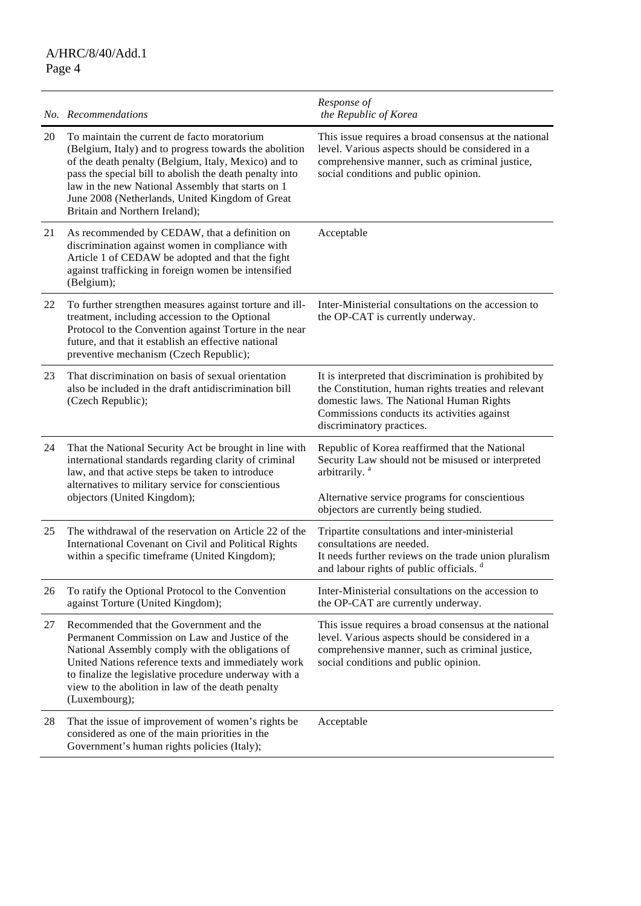| No. | Recommendations | Response of the Republic of Korea |
|---|---|---|
| 20 | To maintain the current de facto moratorium (Belgium, Italy) and to progress towards the abolition of the death penalty (Belgium, Italy, Mexico) and to pass the special bill to abolish the death penalty into law in the new National Assembly that starts on 1 June 2008 (Netherlands, United Kingdom of Great Britain and Northern Ireland); | This issue requires a broad consensus at the national level. Various aspects should be considered in a comprehensive manner, such as criminal justice, social conditions and public opinion. |
| 21 | As recommended by CEDAW, that a definition on discrimination against women in compliance with Article 1 of CEDAW be adopted and that the fight against trafficking in foreign women be intensified (Belgium); | Acceptable |
| 22 | To further strengthen measures against torture and ill-treatment, including accession to the Optional Protocol to the Convention against Torture in the near future, and that it establish an effective national preventive mechanism (Czech Republic); | Inter-Ministerial consultations on the accession to the OP-CAT is currently underway. |
| 23 | That discrimination on basis of sexual orientation also be included in the draft antidiscrimination bill (Czech Republic); | It is interpreted that discrimination is prohibited by the Constitution, human rights treaties and relevant domestic laws. The National Human Rights Commissions conducts its activities against discriminatory practices. |
| 24 | That the National Security Act be brought in line with international standards regarding clarity of criminal law, and that active steps be taken to introduce alternatives to military service for conscientious objectors (United Kingdom); | Republic of Korea reaffirmed that the National Security Law should not be misused or interpreted arbitrarily. [a]<br><br>Alternative service programs for conscientious objectors are currently being studied. |
| 25 | The withdrawal of the reservation on Article 22 of the International Covenant on Civil and Political Rights within a specific timeframe (United Kingdom); | Tripartite consultations and inter-ministerial consultations are needed.<br>It needs further reviews on the trade union pluralism and labour rights of public officials. [d] |
| 26 | To ratify the Optional Protocol to the Convention against Torture (United Kingdom); | Inter-Ministerial consultations on the accession to the OP-CAT are currently underway. |
| 27 | Recommended that the Government and the Permanent Commission on Law and Justice of the National Assembly comply with the obligations of United Nations reference texts and immediately work to finalize the legislative procedure underway with a view to the abolition in law of the death penalty (Luxembourg); | This issue requires a broad consensus at the national level. Various aspects should be considered in a comprehensive manner, such as criminal justice, social conditions and public opinion. |
| 28 | That the issue of improvement of women's rights be considered as one of the main priorities in the Government's human rights policies (Italy); | Acceptable |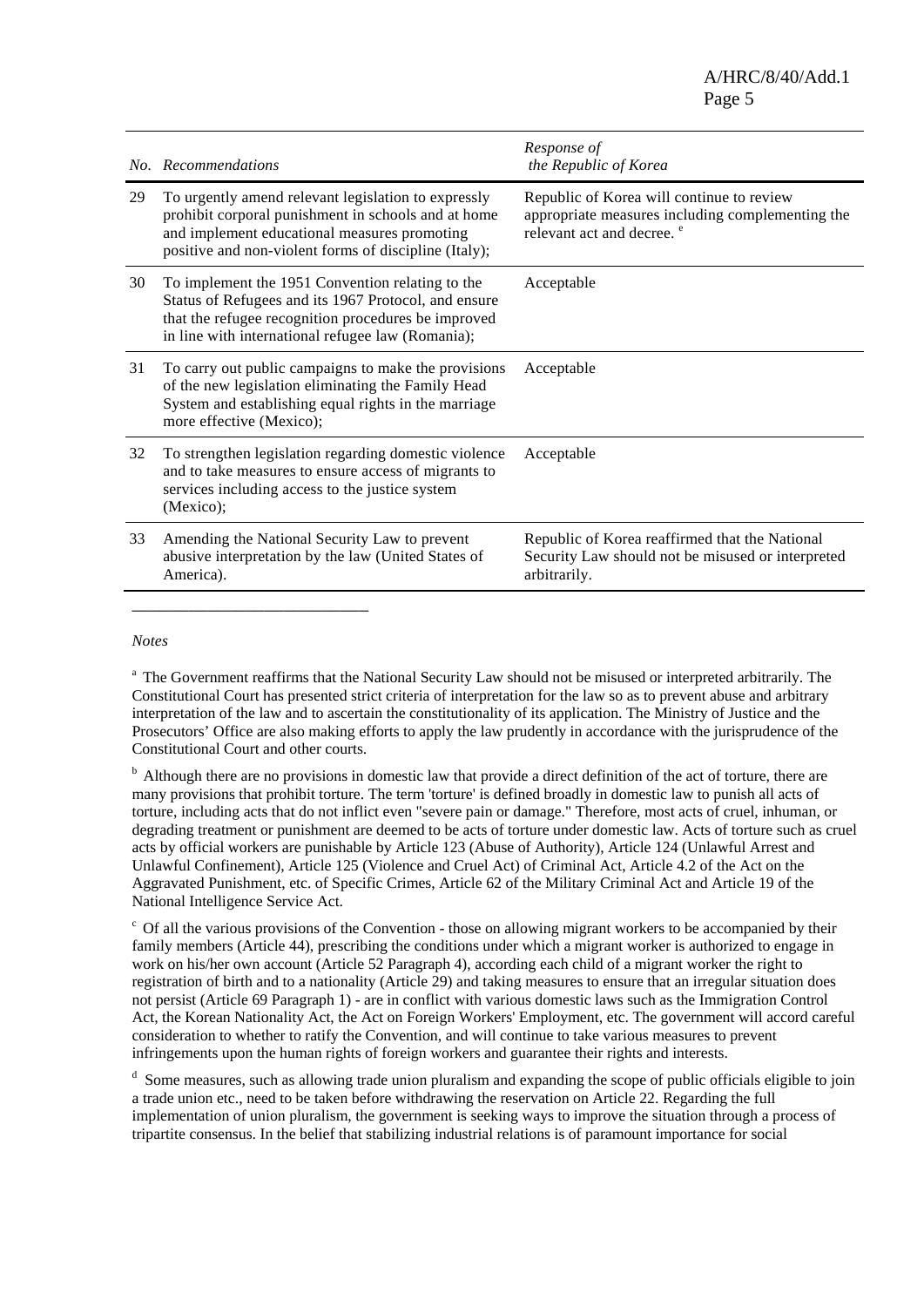| *No.* | *Recommendations* | *Response of the Republic of Korea* |
|---|---|---|
| 29 | To urgently amend relevant legislation to expressly prohibit corporal punishment in schools and at home and implement educational measures promoting positive and non-violent forms of discipline (Italy); | Republic of Korea will continue to review appropriate measures including complementing the relevant act and decree. [e] |
| 30 | To implement the 1951 Convention relating to the Status of Refugees and its 1967 Protocol, and ensure that the refugee recognition procedures be improved in line with international refugee law (Romania); | Acceptable |
| 31 | To carry out public campaigns to make the provisions of the new legislation eliminating the Family Head System and establishing equal rights in the marriage more effective (Mexico); | Acceptable |
| 32 | To strengthen legislation regarding domestic violence and to take measures to ensure access of migrants to services including access to the justice system (Mexico); | Acceptable |
| 33 | Amending the National Security Law to prevent abusive interpretation by the law (United States of America). | Republic of Korea reaffirmed that the National Security Law should not be misused or interpreted arbitrarily. |

*Notes*

[a] The Government reaffirms that the National Security Law should not be misused or interpreted arbitrarily. The Constitutional Court has presented strict criteria of interpretation for the law so as to prevent abuse and arbitrary interpretation of the law and to ascertain the constitutionality of its application. The Ministry of Justice and the Prosecutors' Office are also making efforts to apply the law prudently in accordance with the jurisprudence of the Constitutional Court and other courts.

[b] Although there are no provisions in domestic law that provide a direct definition of the act of torture, there are many provisions that prohibit torture. The term 'torture' is defined broadly in domestic law to punish all acts of torture, including acts that do not inflict even "severe pain or damage." Therefore, most acts of cruel, inhuman, or degrading treatment or punishment are deemed to be acts of torture under domestic law. Acts of torture such as cruel acts by official workers are punishable by Article 123 (Abuse of Authority), Article 124 (Unlawful Arrest and Unlawful Confinement), Article 125 (Violence and Cruel Act) of Criminal Act, Article 4.2 of the Act on the Aggravated Punishment, etc. of Specific Crimes, Article 62 of the Military Criminal Act and Article 19 of the National Intelligence Service Act.

[c] Of all the various provisions of the Convention - those on allowing migrant workers to be accompanied by their family members (Article 44), prescribing the conditions under which a migrant worker is authorized to engage in work on his/her own account (Article 52 Paragraph 4), according each child of a migrant worker the right to registration of birth and to a nationality (Article 29) and taking measures to ensure that an irregular situation does not persist (Article 69 Paragraph 1) - are in conflict with various domestic laws such as the Immigration Control Act, the Korean Nationality Act, the Act on Foreign Workers' Employment, etc. The government will accord careful consideration to whether to ratify the Convention, and will continue to take various measures to prevent infringements upon the human rights of foreign workers and guarantee their rights and interests.

[d] Some measures, such as allowing trade union pluralism and expanding the scope of public officials eligible to join a trade union etc., need to be taken before withdrawing the reservation on Article 22. Regarding the full implementation of union pluralism, the government is seeking ways to improve the situation through a process of tripartite consensus. In the belief that stabilizing industrial relations is of paramount importance for social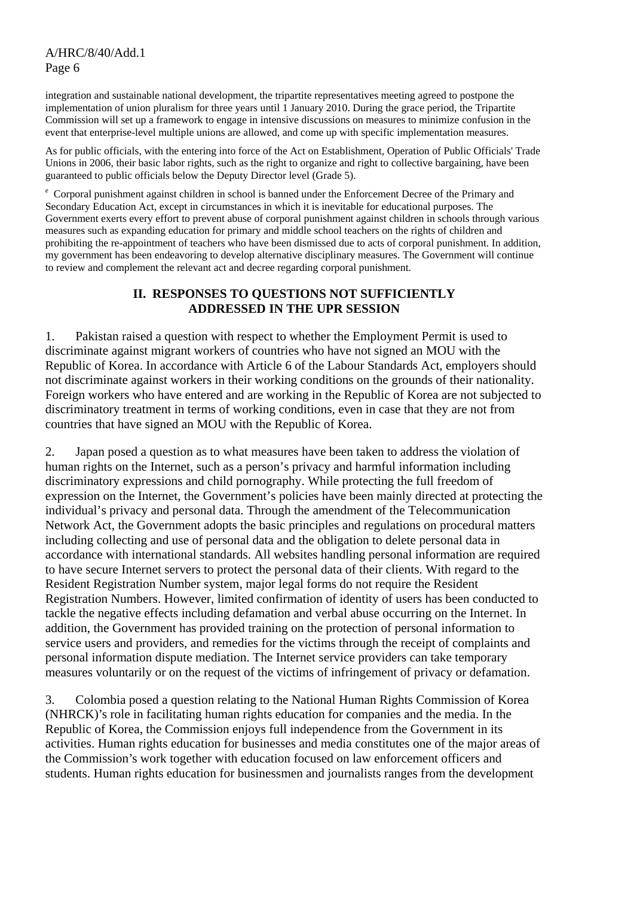integration and sustainable national development, the tripartite representatives meeting agreed to postpone the implementation of union pluralism for three years until 1 January 2010. During the grace period, the Tripartite Commission will set up a framework to engage in intensive discussions on measures to minimize confusion in the event that enterprise-level multiple unions are allowed, and come up with specific implementation measures.

As for public officials, with the entering into force of the Act on Establishment, Operation of Public Officials' Trade Unions in 2006, their basic labor rights, such as the right to organize and right to collective bargaining, have been guaranteed to public officials below the Deputy Director level (Grade 5).

[e] Corporal punishment against children in school is banned under the Enforcement Decree of the Primary and Secondary Education Act, except in circumstances in which it is inevitable for educational purposes. The Government exerts every effort to prevent abuse of corporal punishment against children in schools through various measures such as expanding education for primary and middle school teachers on the rights of children and prohibiting the re-appointment of teachers who have been dismissed due to acts of corporal punishment. In addition, my government has been endeavoring to develop alternative disciplinary measures. The Government will continue to review and complement the relevant act and decree regarding corporal punishment.

## II. RESPONSES TO QUESTIONS NOT SUFFICIENTLY ADDRESSED IN THE UPR SESSION

1. Pakistan raised a question with respect to whether the Employment Permit is used to discriminate against migrant workers of countries who have not signed an MOU with the Republic of Korea. In accordance with Article 6 of the Labour Standards Act, employers should not discriminate against workers in their working conditions on the grounds of their nationality. Foreign workers who have entered and are working in the Republic of Korea are not subjected to discriminatory treatment in terms of working conditions, even in case that they are not from countries that have signed an MOU with the Republic of Korea.

2. Japan posed a question as to what measures have been taken to address the violation of human rights on the Internet, such as a person's privacy and harmful information including discriminatory expressions and child pornography. While protecting the full freedom of expression on the Internet, the Government's policies have been mainly directed at protecting the individual's privacy and personal data. Through the amendment of the Telecommunication Network Act, the Government adopts the basic principles and regulations on procedural matters including collecting and use of personal data and the obligation to delete personal data in accordance with international standards. All websites handling personal information are required to have secure Internet servers to protect the personal data of their clients. With regard to the Resident Registration Number system, major legal forms do not require the Resident Registration Numbers. However, limited confirmation of identity of users has been conducted to tackle the negative effects including defamation and verbal abuse occurring on the Internet. In addition, the Government has provided training on the protection of personal information to service users and providers, and remedies for the victims through the receipt of complaints and personal information dispute mediation. The Internet service providers can take temporary measures voluntarily or on the request of the victims of infringement of privacy or defamation.

3. Colombia posed a question relating to the National Human Rights Commission of Korea (NHRCK)'s role in facilitating human rights education for companies and the media. In the Republic of Korea, the Commission enjoys full independence from the Government in its activities. Human rights education for businesses and media constitutes one of the major areas of the Commission's work together with education focused on law enforcement officers and students. Human rights education for businessmen and journalists ranges from the development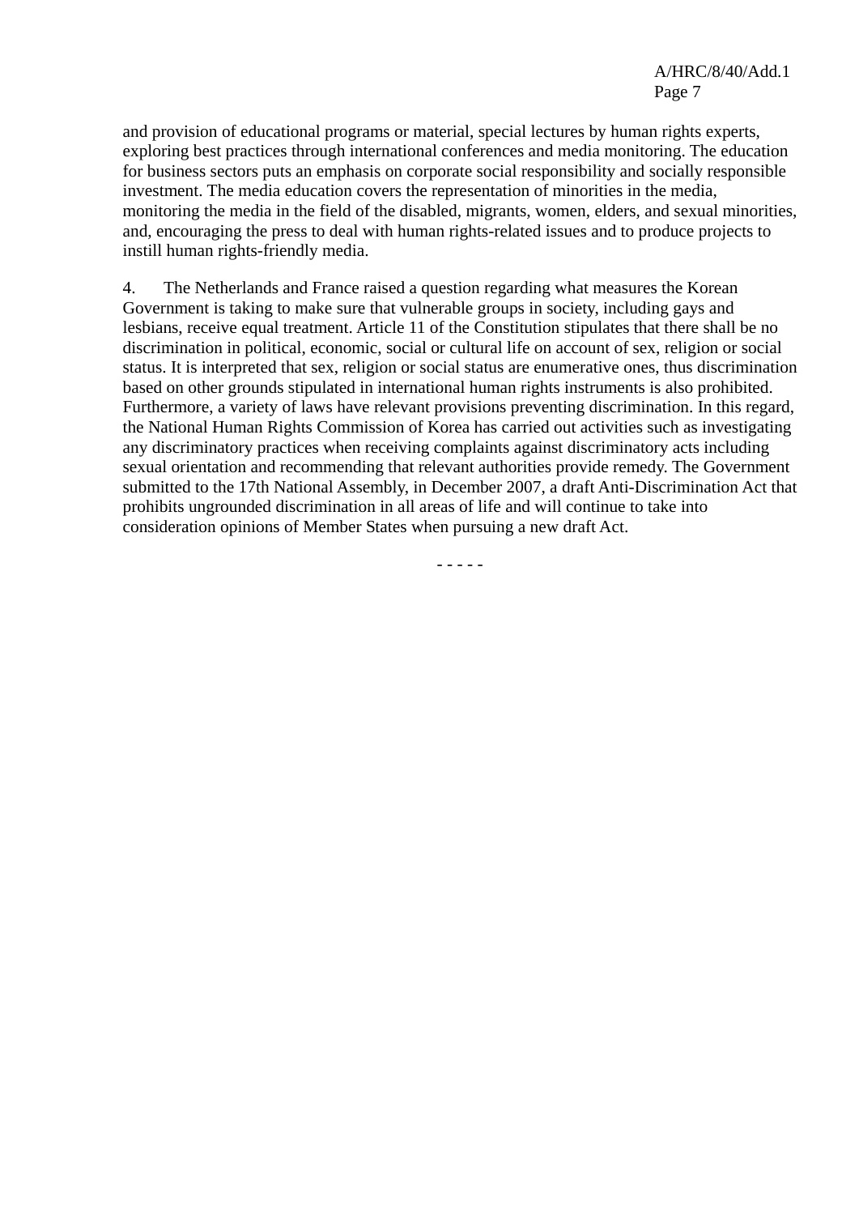and provision of educational programs or material, special lectures by human rights experts, exploring best practices through international conferences and media monitoring. The education for business sectors puts an emphasis on corporate social responsibility and socially responsible investment. The media education covers the representation of minorities in the media, monitoring the media in the field of the disabled, migrants, women, elders, and sexual minorities, and, encouraging the press to deal with human rights-related issues and to produce projects to instill human rights-friendly media.

4. The Netherlands and France raised a question regarding what measures the Korean Government is taking to make sure that vulnerable groups in society, including gays and lesbians, receive equal treatment. Article 11 of the Constitution stipulates that there shall be no discrimination in political, economic, social or cultural life on account of sex, religion or social status. It is interpreted that sex, religion or social status are enumerative ones, thus discrimination based on other grounds stipulated in international human rights instruments is also prohibited. Furthermore, a variety of laws have relevant provisions preventing discrimination. In this regard, the National Human Rights Commission of Korea has carried out activities such as investigating any discriminatory practices when receiving complaints against discriminatory acts including sexual orientation and recommending that relevant authorities provide remedy. The Government submitted to the 17th National Assembly, in December 2007, a draft Anti-Discrimination Act that prohibits ungrounded discrimination in all areas of life and will continue to take into consideration opinions of Member States when pursuing a new draft Act.

- - - - -